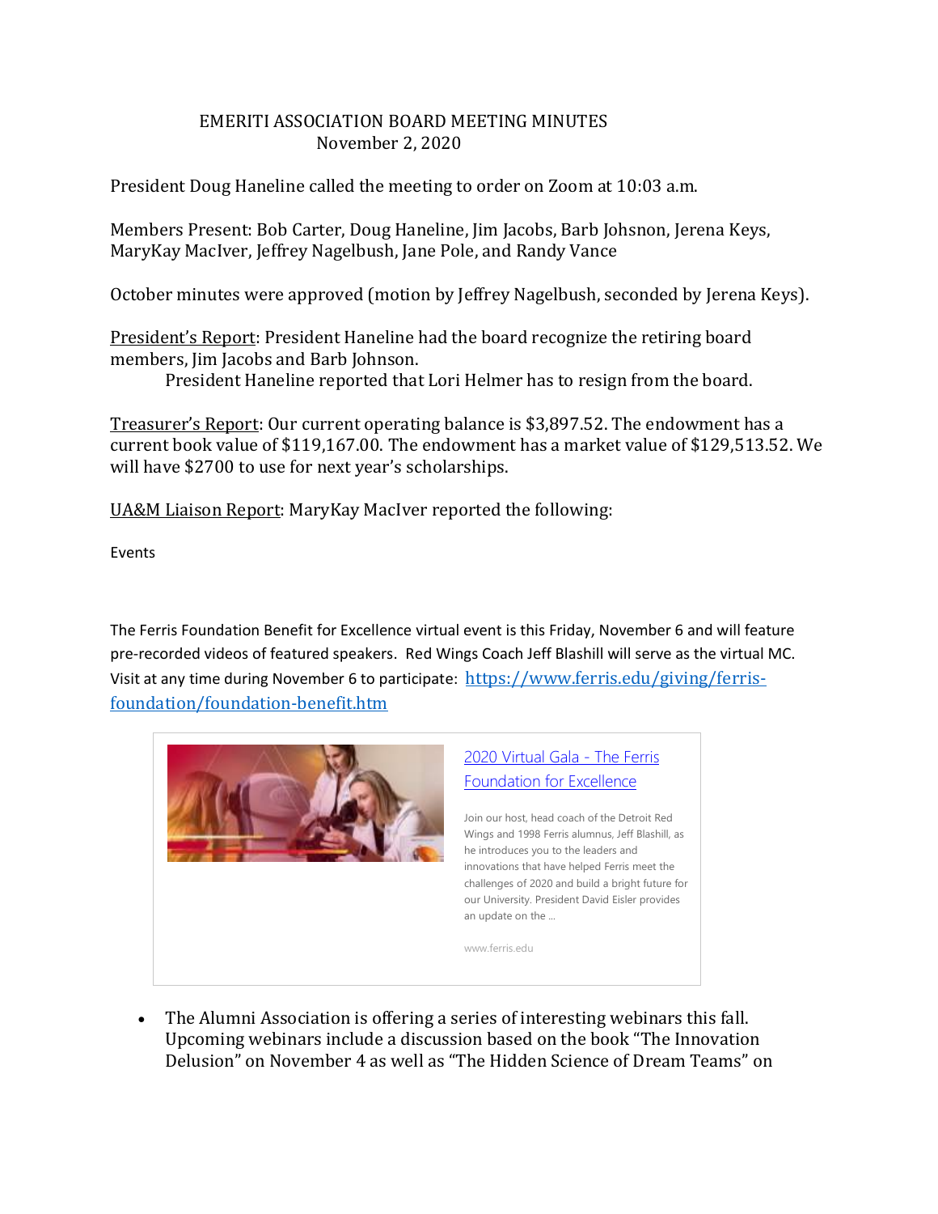# EMERITI ASSOCIATION BOARD MEETING MINUTES
## November 2, 2020

President Doug Haneline called the meeting to order on Zoom at 10:03 a.m.

Members Present: Bob Carter, Doug Haneline, Jim Jacobs, Barb Johsnon, Jerena Keys, MaryKay MacIver, Jeffrey Nagelbush, Jane Pole, and Randy Vance

October minutes were approved (motion by Jeffrey Nagelbush, seconded by Jerena Keys).

<u>President's Report</u>: President Haneline had the board recognize the retiring board members, Jim Jacobs and Barb Johnson.

President Haneline reported that Lori Helmer has to resign from the board.

<u>Treasurer's Report</u>: Our current operating balance is $3,897.52. The endowment has a current book value of $119,167.00. The endowment has a market value of $129,513.52. We will have $2700 to use for next year's scholarships.

<u>UA&M Liaison Report</u>: MaryKay MacIver reported the following:

Events

The Ferris Foundation Benefit for Excellence virtual event is this Friday, November 6 and will feature pre-recorded videos of featured speakers. Red Wings Coach Jeff Blashill will serve as the virtual MC. Visit at any time during November 6 to participate: https://www.ferris.edu/giving/ferris-foundation/foundation-benefit.htm

[2020 Virtual Gala - The Ferris Foundation for Excellence](https://www.ferris.edu/giving/ferris-foundation/foundation-benefit.htm)

Join our host, head coach of the Detroit Red Wings and 1998 Ferris alumnus, Jeff Blashill, as he introduces you to the leaders and innovations that have helped Ferris meet the challenges of 2020 and build a bright future for our University. President David Eisler provides an update on the ...

www.ferris.edu

- The Alumni Association is offering a series of interesting webinars this fall. Upcoming webinars include a discussion based on the book "The Innovation Delusion" on November 4 as well as "The Hidden Science of Dream Teams" on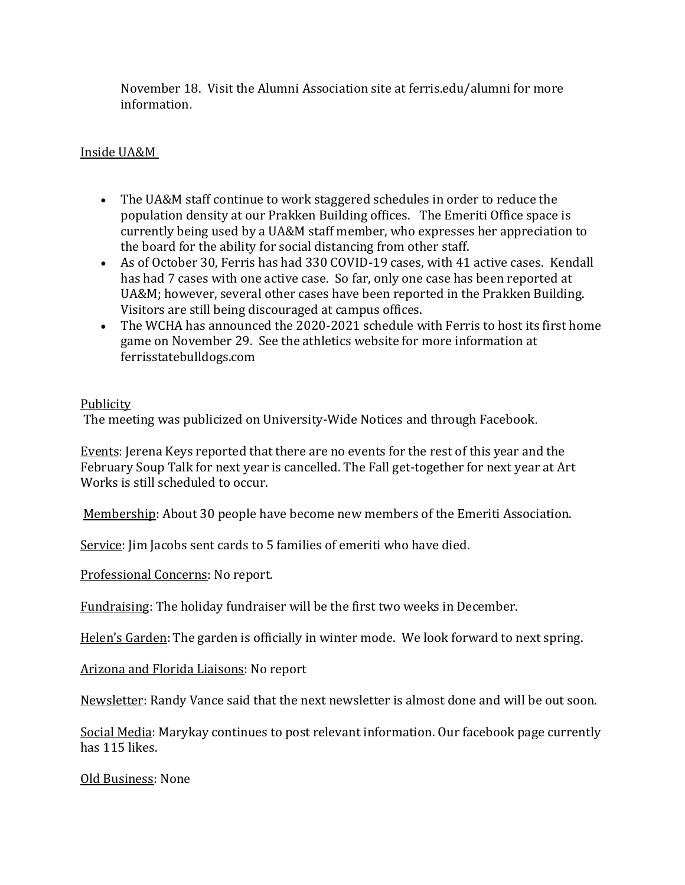November 18. Visit the Alumni Association site at ferris.edu/alumni for more information.

Inside UA&M

- The UA&M staff continue to work staggered schedules in order to reduce the population density at our Prakken Building offices. The Emeriti Office space is currently being used by a UA&M staff member, who expresses her appreciation to the board for the ability for social distancing from other staff.
- As of October 30, Ferris has had 330 COVID-19 cases, with 41 active cases. Kendall has had 7 cases with one active case. So far, only one case has been reported at UA&M; however, several other cases have been reported in the Prakken Building. Visitors are still being discouraged at campus offices.
- The WCHA has announced the 2020-2021 schedule with Ferris to host its first home game on November 29. See the athletics website for more information at ferrisstatebulldogs.com

Publicity
The meeting was publicized on University-Wide Notices and through Facebook.

Events: Jerena Keys reported that there are no events for the rest of this year and the February Soup Talk for next year is cancelled. The Fall get-together for next year at Art Works is still scheduled to occur.

Membership: About 30 people have become new members of the Emeriti Association.

Service: Jim Jacobs sent cards to 5 families of emeriti who have died.

Professional Concerns: No report.

Fundraising: The holiday fundraiser will be the first two weeks in December.

Helen's Garden: The garden is officially in winter mode. We look forward to next spring.

Arizona and Florida Liaisons: No report

Newsletter: Randy Vance said that the next newsletter is almost done and will be out soon.

Social Media: Marykay continues to post relevant information. Our facebook page currently has 115 likes.

Old Business: None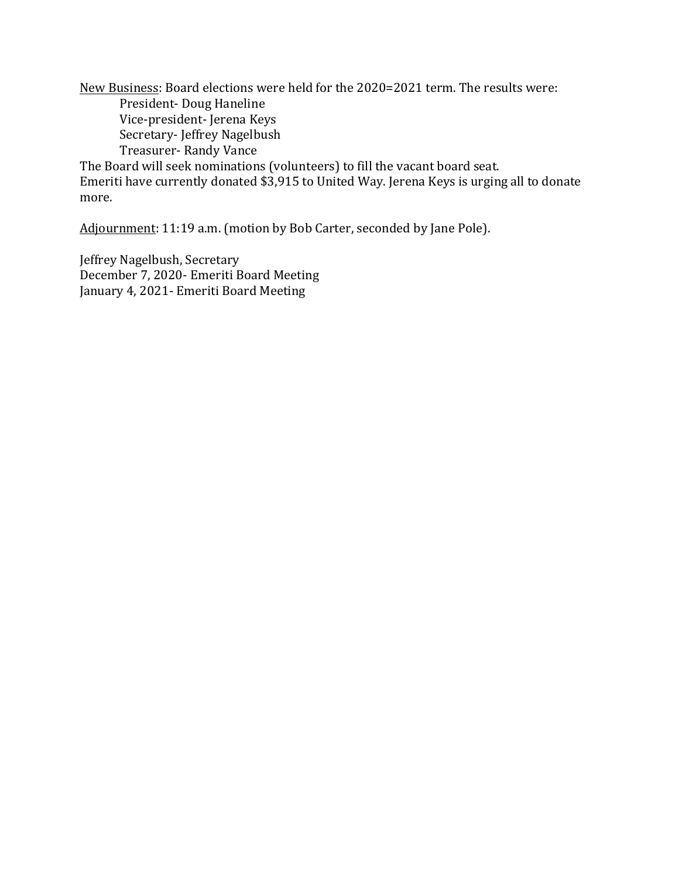<u>New Business</u>: Board elections were held for the 2020=2021 term. The results were:

President- Doug Haneline
Vice-president- Jerena Keys
Secretary- Jeffrey Nagelbush
Treasurer- Randy Vance

The Board will seek nominations (volunteers) to fill the vacant board seat.
Emeriti have currently donated $3,915 to United Way. Jerena Keys is urging all to donate more.

<u>Adjournment</u>: 11:19 a.m. (motion by Bob Carter, seconded by Jane Pole).

Jeffrey Nagelbush, Secretary
December 7, 2020- Emeriti Board Meeting
January 4, 2021- Emeriti Board Meeting